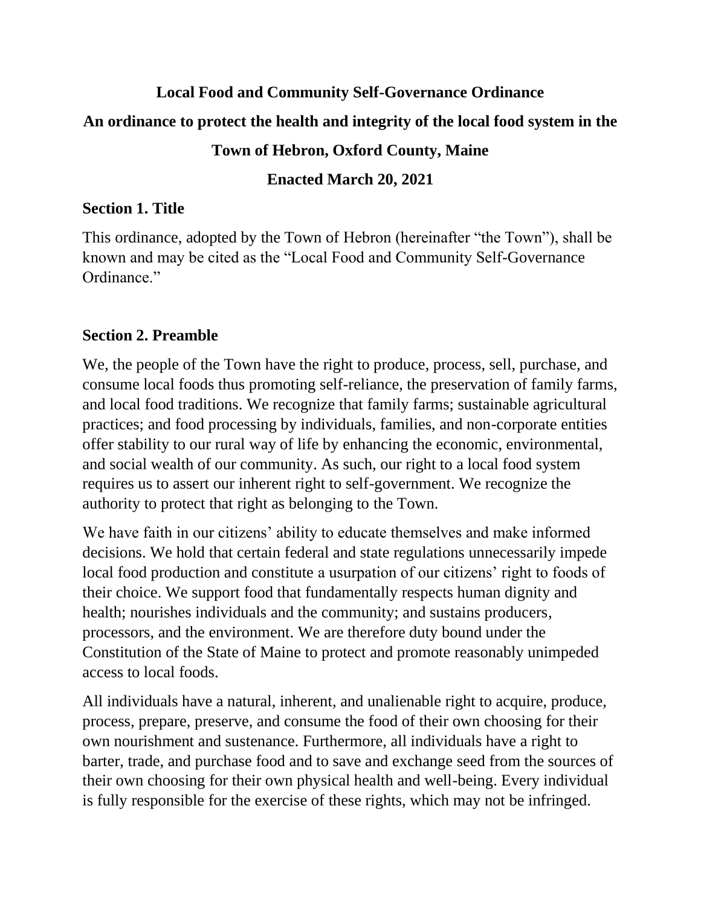**Local Food and Community Self-Governance Ordinance**

**An ordinance to protect the health and integrity of the local food system in the Town of Hebron, Oxford County, Maine**

**Enacted March 20, 2021**

## Section 1. Title

This ordinance, adopted by the Town of Hebron (hereinafter "the Town"), shall be known and may be cited as the "Local Food and Community Self-Governance Ordinance."

## Section 2. Preamble

We, the people of the Town have the right to produce, process, sell, purchase, and consume local foods thus promoting self-reliance, the preservation of family farms, and local food traditions. We recognize that family farms; sustainable agricultural practices; and food processing by individuals, families, and non-corporate entities offer stability to our rural way of life by enhancing the economic, environmental, and social wealth of our community. As such, our right to a local food system requires us to assert our inherent right to self-government. We recognize the authority to protect that right as belonging to the Town.

We have faith in our citizens' ability to educate themselves and make informed decisions. We hold that certain federal and state regulations unnecessarily impede local food production and constitute a usurpation of our citizens' right to foods of their choice. We support food that fundamentally respects human dignity and health; nourishes individuals and the community; and sustains producers, processors, and the environment. We are therefore duty bound under the Constitution of the State of Maine to protect and promote reasonably unimpeded access to local foods.

All individuals have a natural, inherent, and unalienable right to acquire, produce, process, prepare, preserve, and consume the food of their own choosing for their own nourishment and sustenance. Furthermore, all individuals have a right to barter, trade, and purchase food and to save and exchange seed from the sources of their own choosing for their own physical health and well-being. Every individual is fully responsible for the exercise of these rights, which may not be infringed.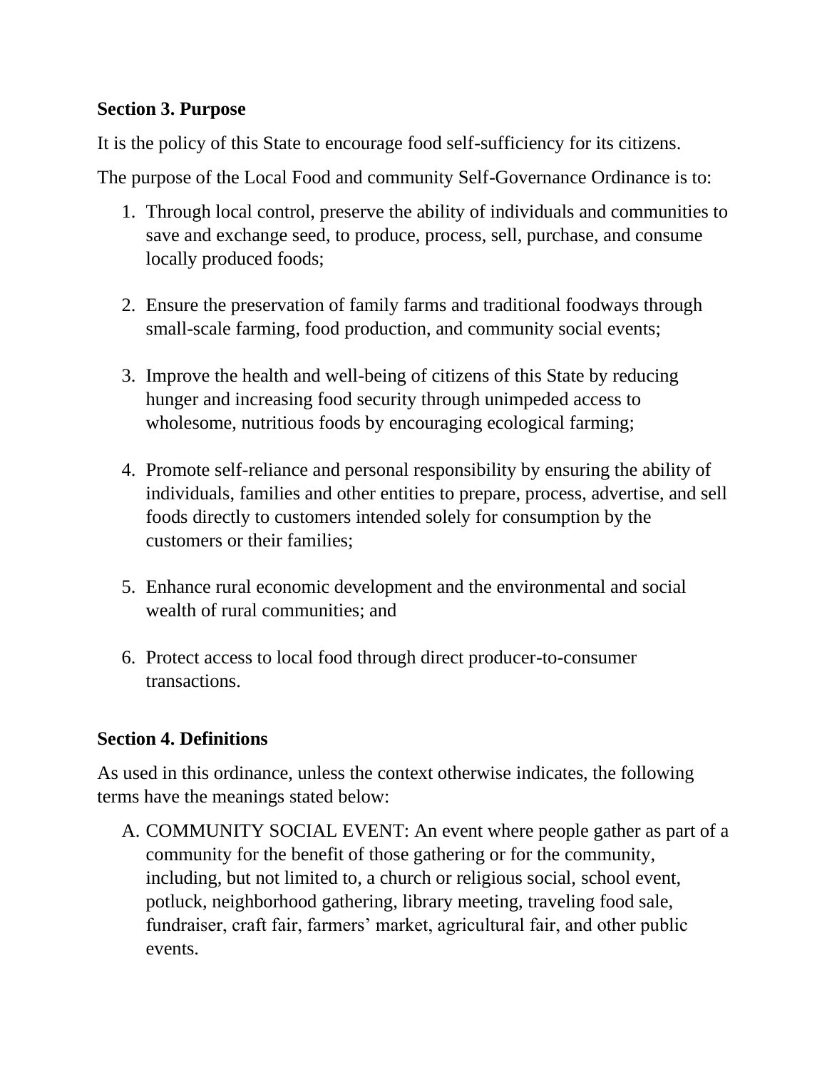## Section 3. Purpose

It is the policy of this State to encourage food self-sufficiency for its citizens.

The purpose of the Local Food and community Self-Governance Ordinance is to:

1. Through local control, preserve the ability of individuals and communities to save and exchange seed, to produce, process, sell, purchase, and consume locally produced foods;

2. Ensure the preservation of family farms and traditional foodways through small-scale farming, food production, and community social events;

3. Improve the health and well-being of citizens of this State by reducing hunger and increasing food security through unimpeded access to wholesome, nutritious foods by encouraging ecological farming;

4. Promote self-reliance and personal responsibility by ensuring the ability of individuals, families and other entities to prepare, process, advertise, and sell foods directly to customers intended solely for consumption by the customers or their families;

5. Enhance rural economic development and the environmental and social wealth of rural communities; and

6. Protect access to local food through direct producer-to-consumer transactions.

## Section 4. Definitions

As used in this ordinance, unless the context otherwise indicates, the following terms have the meanings stated below:

A. COMMUNITY SOCIAL EVENT: An event where people gather as part of a community for the benefit of those gathering or for the community, including, but not limited to, a church or religious social, school event, potluck, neighborhood gathering, library meeting, traveling food sale, fundraiser, craft fair, farmers' market, agricultural fair, and other public events.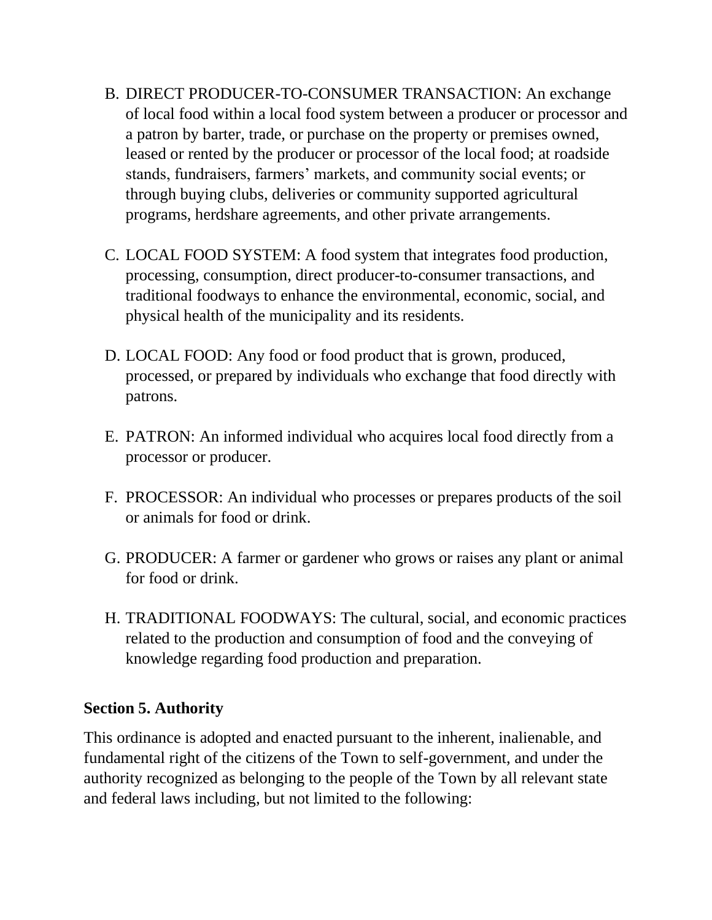B. DIRECT PRODUCER-TO-CONSUMER TRANSACTION: An exchange of local food within a local food system between a producer or processor and a patron by barter, trade, or purchase on the property or premises owned, leased or rented by the producer or processor of the local food; at roadside stands, fundraisers, farmers' markets, and community social events; or through buying clubs, deliveries or community supported agricultural programs, herdshare agreements, and other private arrangements.

C. LOCAL FOOD SYSTEM: A food system that integrates food production, processing, consumption, direct producer-to-consumer transactions, and traditional foodways to enhance the environmental, economic, social, and physical health of the municipality and its residents.

D. LOCAL FOOD: Any food or food product that is grown, produced, processed, or prepared by individuals who exchange that food directly with patrons.

E. PATRON: An informed individual who acquires local food directly from a processor or producer.

F. PROCESSOR: An individual who processes or prepares products of the soil or animals for food or drink.

G. PRODUCER: A farmer or gardener who grows or raises any plant or animal for food or drink.

H. TRADITIONAL FOODWAYS: The cultural, social, and economic practices related to the production and consumption of food and the conveying of knowledge regarding food production and preparation.

**Section 5. Authority**

This ordinance is adopted and enacted pursuant to the inherent, inalienable, and fundamental right of the citizens of the Town to self-government, and under the authority recognized as belonging to the people of the Town by all relevant state and federal laws including, but not limited to the following: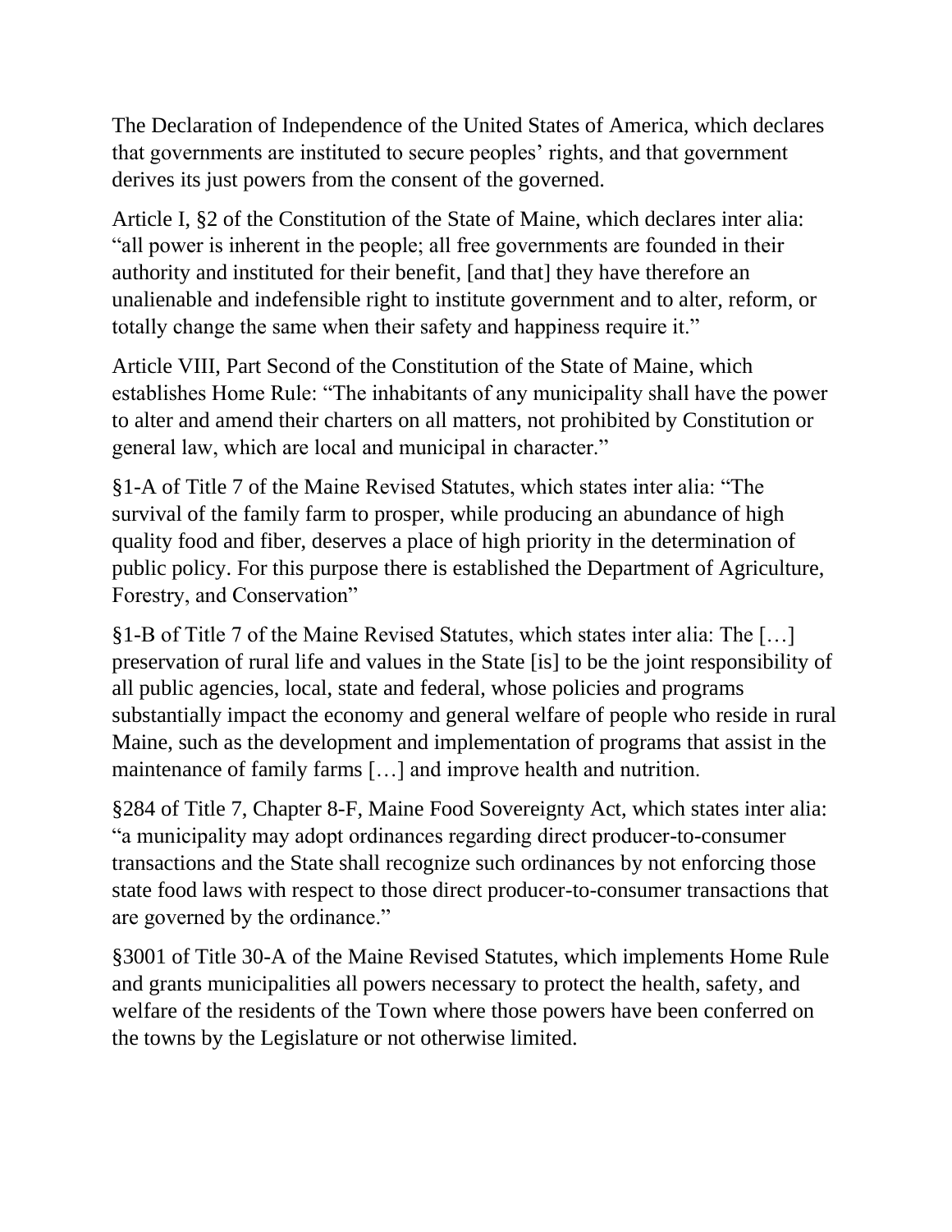The Declaration of Independence of the United States of America, which declares that governments are instituted to secure peoples' rights, and that government derives its just powers from the consent of the governed.

Article I, §2 of the Constitution of the State of Maine, which declares inter alia: "all power is inherent in the people; all free governments are founded in their authority and instituted for their benefit, [and that] they have therefore an unalienable and indefensible right to institute government and to alter, reform, or totally change the same when their safety and happiness require it."

Article VIII, Part Second of the Constitution of the State of Maine, which establishes Home Rule: "The inhabitants of any municipality shall have the power to alter and amend their charters on all matters, not prohibited by Constitution or general law, which are local and municipal in character."

§1-A of Title 7 of the Maine Revised Statutes, which states inter alia: "The survival of the family farm to prosper, while producing an abundance of high quality food and fiber, deserves a place of high priority in the determination of public policy. For this purpose there is established the Department of Agriculture, Forestry, and Conservation"

§1-B of Title 7 of the Maine Revised Statutes, which states inter alia: The […] preservation of rural life and values in the State [is] to be the joint responsibility of all public agencies, local, state and federal, whose policies and programs substantially impact the economy and general welfare of people who reside in rural Maine, such as the development and implementation of programs that assist in the maintenance of family farms […] and improve health and nutrition.

§284 of Title 7, Chapter 8-F, Maine Food Sovereignty Act, which states inter alia: "a municipality may adopt ordinances regarding direct producer-to-consumer transactions and the State shall recognize such ordinances by not enforcing those state food laws with respect to those direct producer-to-consumer transactions that are governed by the ordinance."

§3001 of Title 30-A of the Maine Revised Statutes, which implements Home Rule and grants municipalities all powers necessary to protect the health, safety, and welfare of the residents of the Town where those powers have been conferred on the towns by the Legislature or not otherwise limited.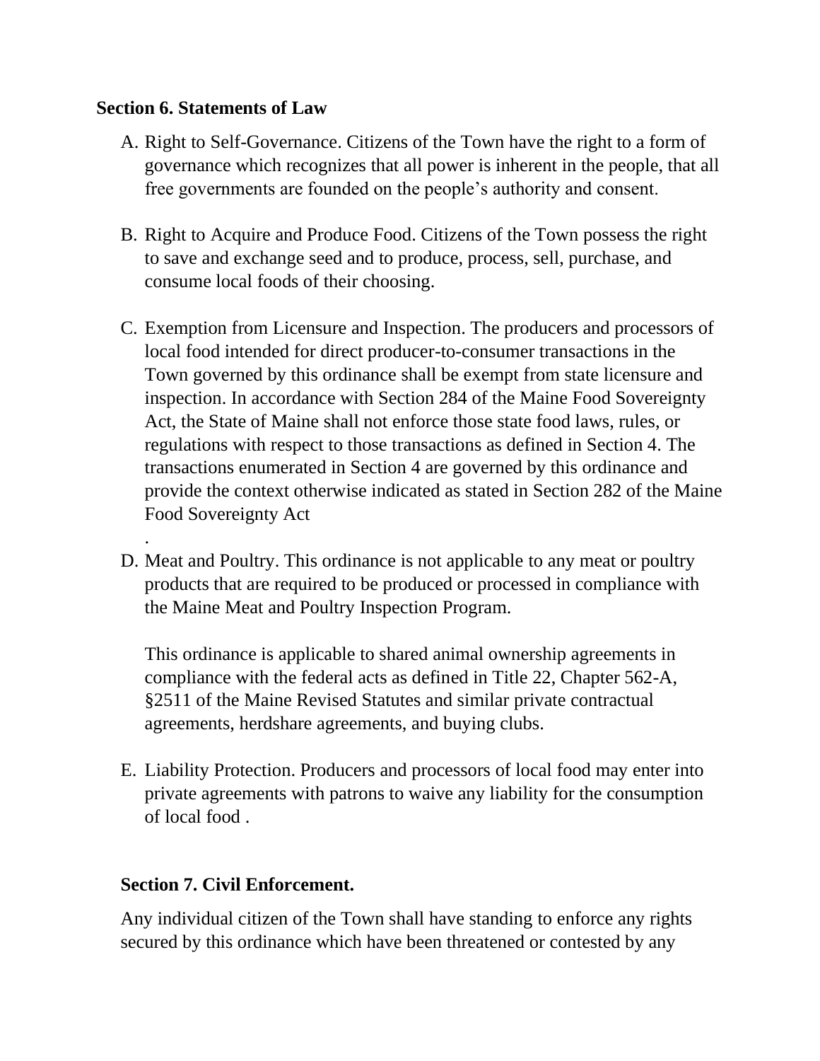**Section 6. Statements of Law**

A. Right to Self-Governance. Citizens of the Town have the right to a form of governance which recognizes that all power is inherent in the people, that all free governments are founded on the people's authority and consent.

B. Right to Acquire and Produce Food. Citizens of the Town possess the right to save and exchange seed and to produce, process, sell, purchase, and consume local foods of their choosing.

C. Exemption from Licensure and Inspection. The producers and processors of local food intended for direct producer-to-consumer transactions in the Town governed by this ordinance shall be exempt from state licensure and inspection. In accordance with Section 284 of the Maine Food Sovereignty Act, the State of Maine shall not enforce those state food laws, rules, or regulations with respect to those transactions as defined in Section 4. The transactions enumerated in Section 4 are governed by this ordinance and provide the context otherwise indicated as stated in Section 282 of the Maine Food Sovereignty Act
.

D. Meat and Poultry. This ordinance is not applicable to any meat or poultry products that are required to be produced or processed in compliance with the Maine Meat and Poultry Inspection Program.

   This ordinance is applicable to shared animal ownership agreements in compliance with the federal acts as defined in Title 22, Chapter 562-A, §2511 of the Maine Revised Statutes and similar private contractual agreements, herdshare agreements, and buying clubs.

E. Liability Protection. Producers and processors of local food may enter into private agreements with patrons to waive any liability for the consumption of local food .

**Section 7. Civil Enforcement.**

Any individual citizen of the Town shall have standing to enforce any rights secured by this ordinance which have been threatened or contested by any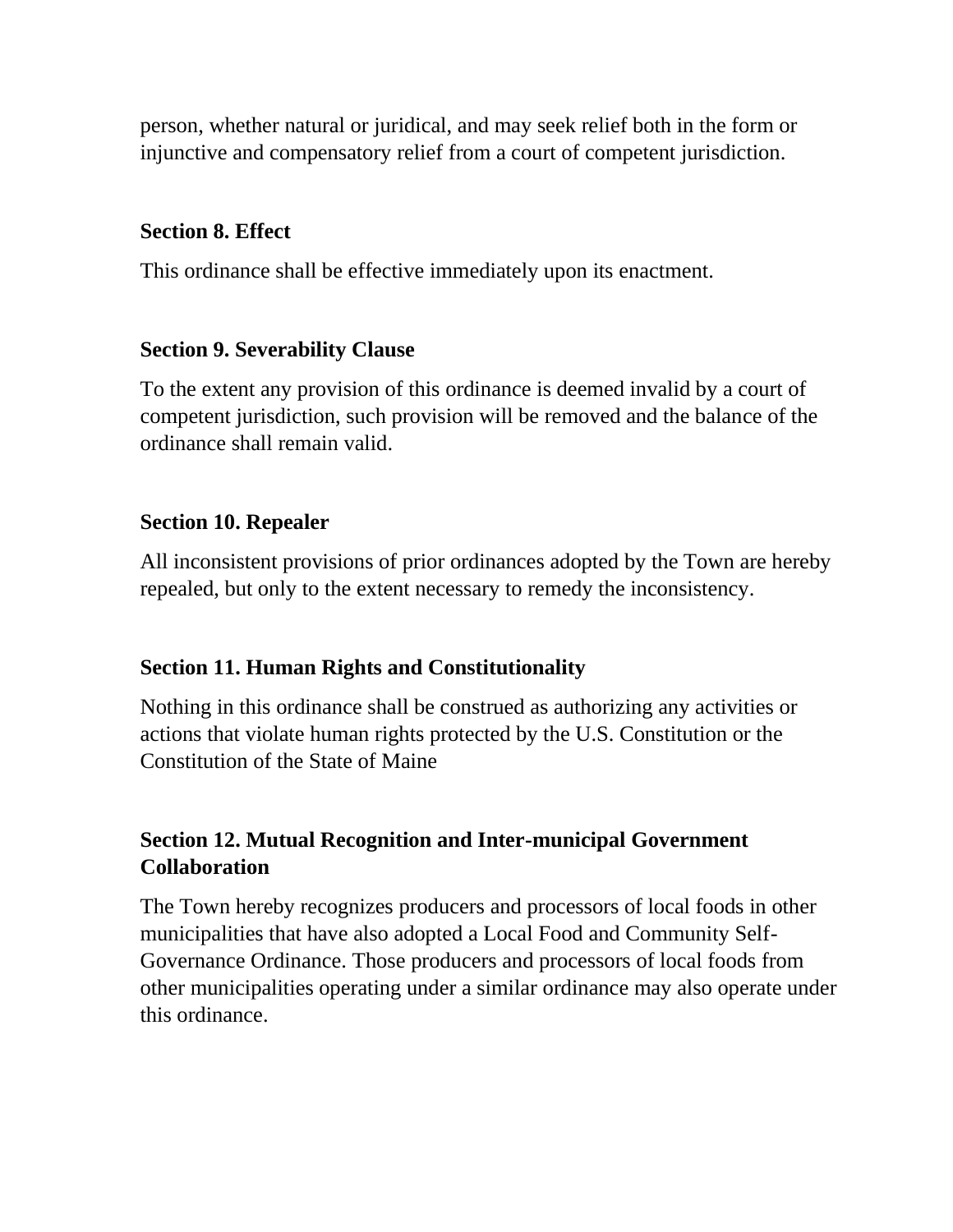person, whether natural or juridical, and may seek relief both in the form or injunctive and compensatory relief from a court of competent jurisdiction.

**Section 8. Effect**

This ordinance shall be effective immediately upon its enactment.

**Section 9. Severability Clause**

To the extent any provision of this ordinance is deemed invalid by a court of competent jurisdiction, such provision will be removed and the balance of the ordinance shall remain valid.

**Section 10. Repealer**

All inconsistent provisions of prior ordinances adopted by the Town are hereby repealed, but only to the extent necessary to remedy the inconsistency.

**Section 11. Human Rights and Constitutionality**

Nothing in this ordinance shall be construed as authorizing any activities or actions that violate human rights protected by the U.S. Constitution or the Constitution of the State of Maine

**Section 12. Mutual Recognition and Inter-municipal Government Collaboration**

The Town hereby recognizes producers and processors of local foods in other municipalities that have also adopted a Local Food and Community Self-Governance Ordinance. Those producers and processors of local foods from other municipalities operating under a similar ordinance may also operate under this ordinance.